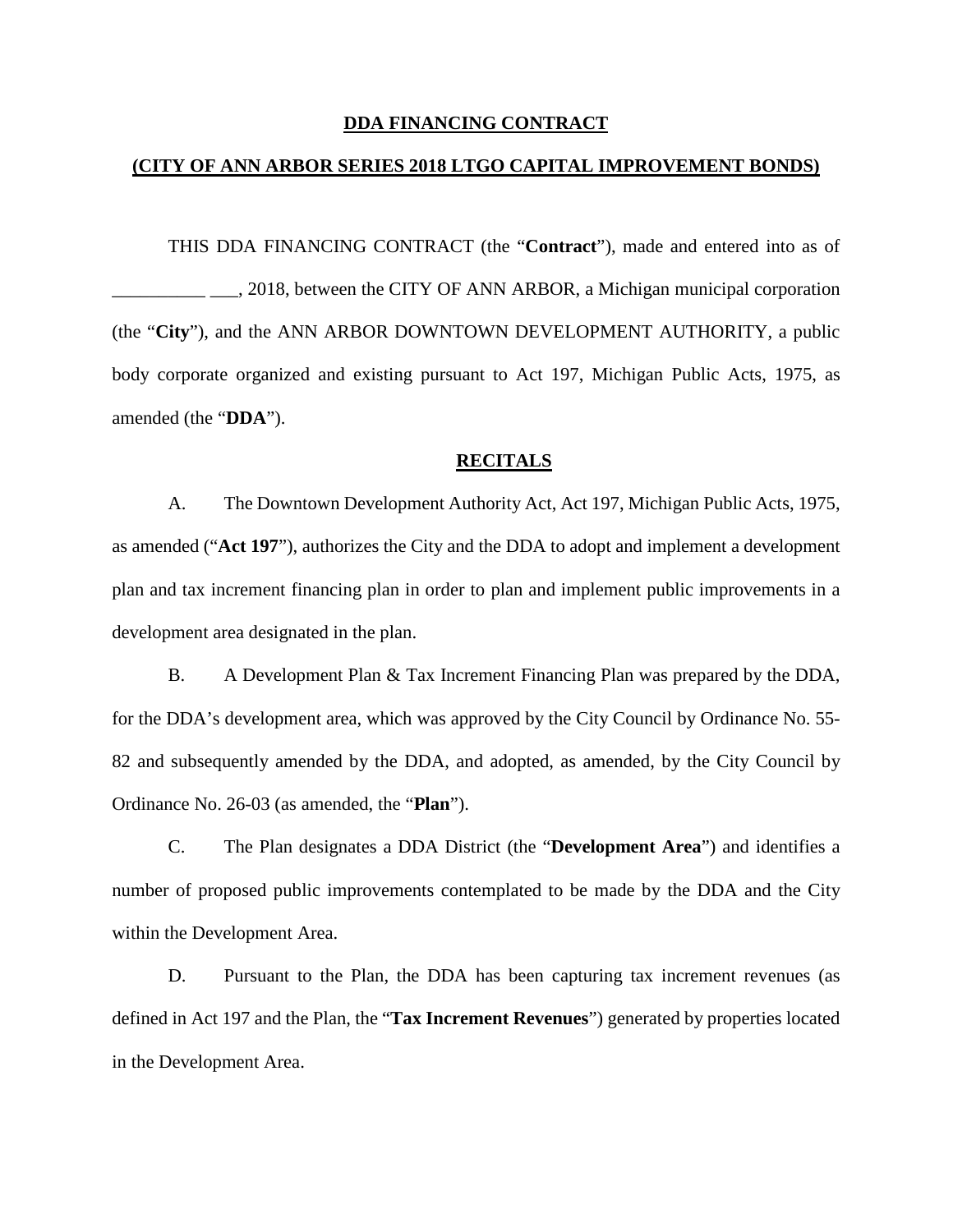# DDA FINANCING CONTRACT

## (CITY OF ANN ARBOR SERIES 2018 LTGO CAPITAL IMPROVEMENT BONDS)

THIS DDA FINANCING CONTRACT (the "**Contract**"), made and entered into as of __________ ___, 2018, between the CITY OF ANN ARBOR, a Michigan municipal corporation (the "**City**"), and the ANN ARBOR DOWNTOWN DEVELOPMENT AUTHORITY, a public body corporate organized and existing pursuant to Act 197, Michigan Public Acts, 1975, as amended (the "**DDA**").

## RECITALS

A. The Downtown Development Authority Act, Act 197, Michigan Public Acts, 1975, as amended ("**Act 197**"), authorizes the City and the DDA to adopt and implement a development plan and tax increment financing plan in order to plan and implement public improvements in a development area designated in the plan.

B. A Development Plan & Tax Increment Financing Plan was prepared by the DDA, for the DDA's development area, which was approved by the City Council by Ordinance No. 55-82 and subsequently amended by the DDA, and adopted, as amended, by the City Council by Ordinance No. 26-03 (as amended, the "**Plan**").

C. The Plan designates a DDA District (the "**Development Area**") and identifies a number of proposed public improvements contemplated to be made by the DDA and the City within the Development Area.

D. Pursuant to the Plan, the DDA has been capturing tax increment revenues (as defined in Act 197 and the Plan, the "**Tax Increment Revenues**") generated by properties located in the Development Area.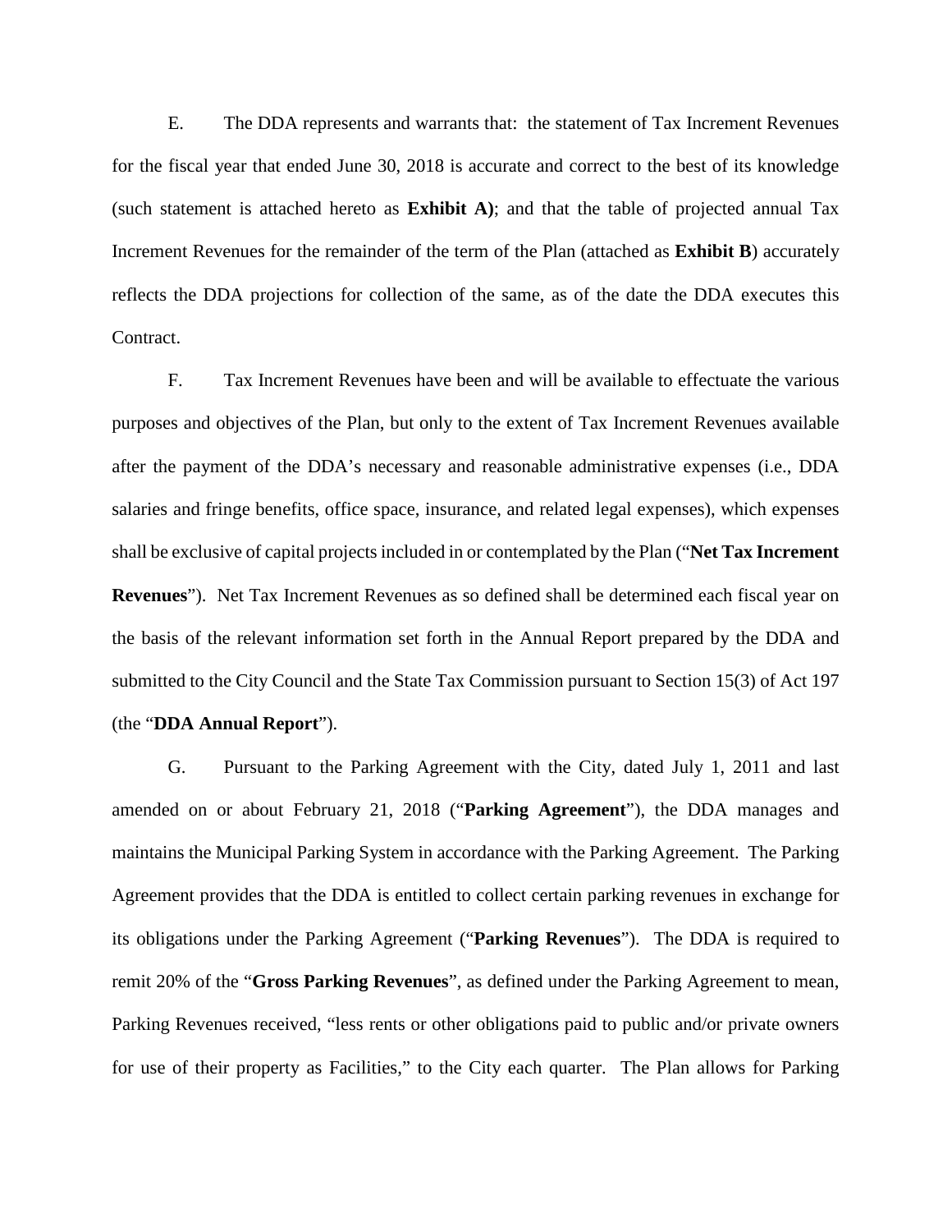E. The DDA represents and warrants that: the statement of Tax Increment Revenues for the fiscal year that ended June 30, 2018 is accurate and correct to the best of its knowledge (such statement is attached hereto as **Exhibit A)**; and that the table of projected annual Tax Increment Revenues for the remainder of the term of the Plan (attached as **Exhibit B**) accurately reflects the DDA projections for collection of the same, as of the date the DDA executes this Contract.

F. Tax Increment Revenues have been and will be available to effectuate the various purposes and objectives of the Plan, but only to the extent of Tax Increment Revenues available after the payment of the DDA's necessary and reasonable administrative expenses (i.e., DDA salaries and fringe benefits, office space, insurance, and related legal expenses), which expenses shall be exclusive of capital projects included in or contemplated by the Plan ("**Net Tax Increment Revenues**"). Net Tax Increment Revenues as so defined shall be determined each fiscal year on the basis of the relevant information set forth in the Annual Report prepared by the DDA and submitted to the City Council and the State Tax Commission pursuant to Section 15(3) of Act 197 (the "**DDA Annual Report**").

G. Pursuant to the Parking Agreement with the City, dated July 1, 2011 and last amended on or about February 21, 2018 ("**Parking Agreement**"), the DDA manages and maintains the Municipal Parking System in accordance with the Parking Agreement. The Parking Agreement provides that the DDA is entitled to collect certain parking revenues in exchange for its obligations under the Parking Agreement ("**Parking Revenues**"). The DDA is required to remit 20% of the "**Gross Parking Revenues**", as defined under the Parking Agreement to mean, Parking Revenues received, "less rents or other obligations paid to public and/or private owners for use of their property as Facilities," to the City each quarter. The Plan allows for Parking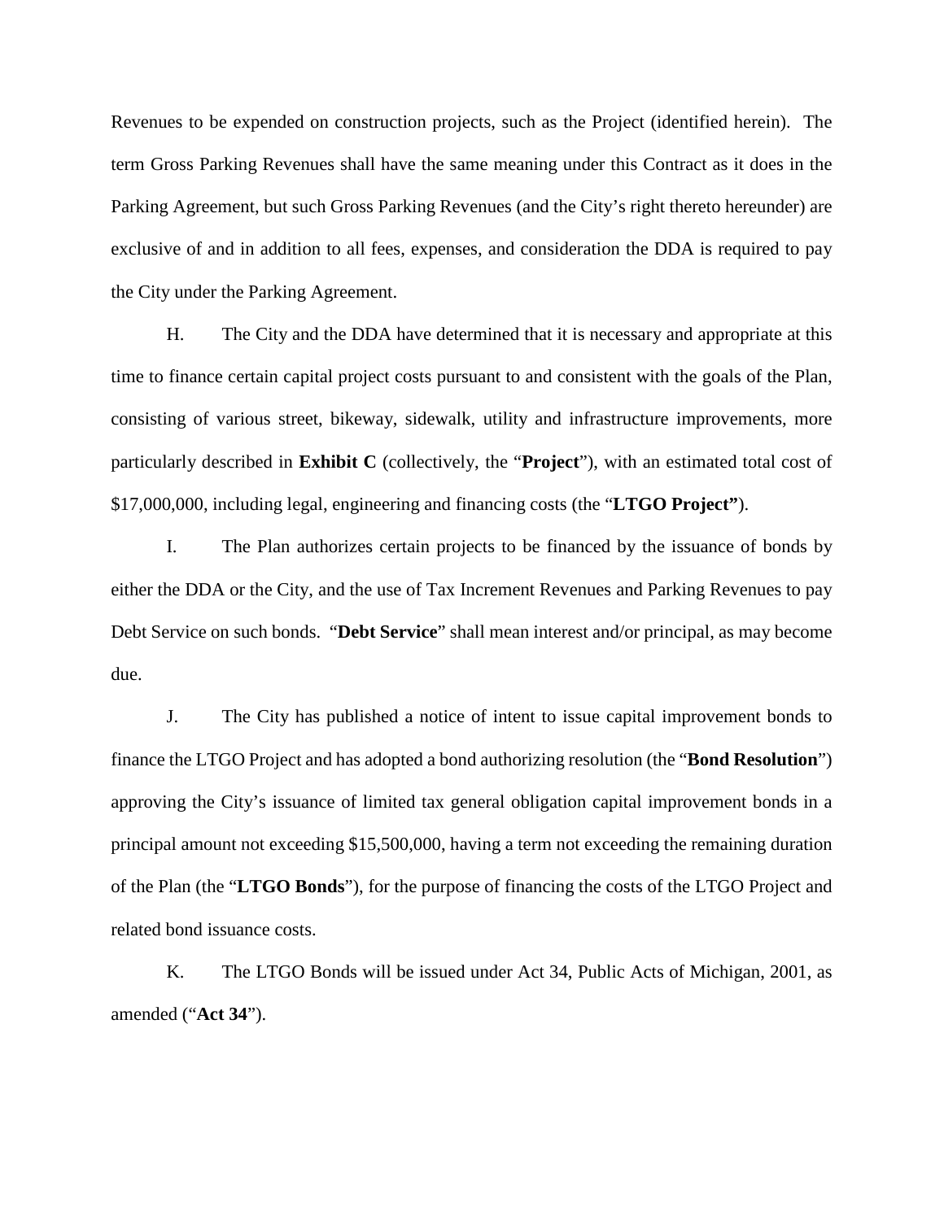Revenues to be expended on construction projects, such as the Project (identified herein). The term Gross Parking Revenues shall have the same meaning under this Contract as it does in the Parking Agreement, but such Gross Parking Revenues (and the City's right thereto hereunder) are exclusive of and in addition to all fees, expenses, and consideration the DDA is required to pay the City under the Parking Agreement.

H. The City and the DDA have determined that it is necessary and appropriate at this time to finance certain capital project costs pursuant to and consistent with the goals of the Plan, consisting of various street, bikeway, sidewalk, utility and infrastructure improvements, more particularly described in **Exhibit C** (collectively, the "**Project**"), with an estimated total cost of $17,000,000, including legal, engineering and financing costs (the "**LTGO Project"**).

I. The Plan authorizes certain projects to be financed by the issuance of bonds by either the DDA or the City, and the use of Tax Increment Revenues and Parking Revenues to pay Debt Service on such bonds. "**Debt Service**" shall mean interest and/or principal, as may become due.

J. The City has published a notice of intent to issue capital improvement bonds to finance the LTGO Project and has adopted a bond authorizing resolution (the "**Bond Resolution**") approving the City's issuance of limited tax general obligation capital improvement bonds in a principal amount not exceeding $15,500,000, having a term not exceeding the remaining duration of the Plan (the "**LTGO Bonds**"), for the purpose of financing the costs of the LTGO Project and related bond issuance costs.

K. The LTGO Bonds will be issued under Act 34, Public Acts of Michigan, 2001, as amended ("**Act 34**").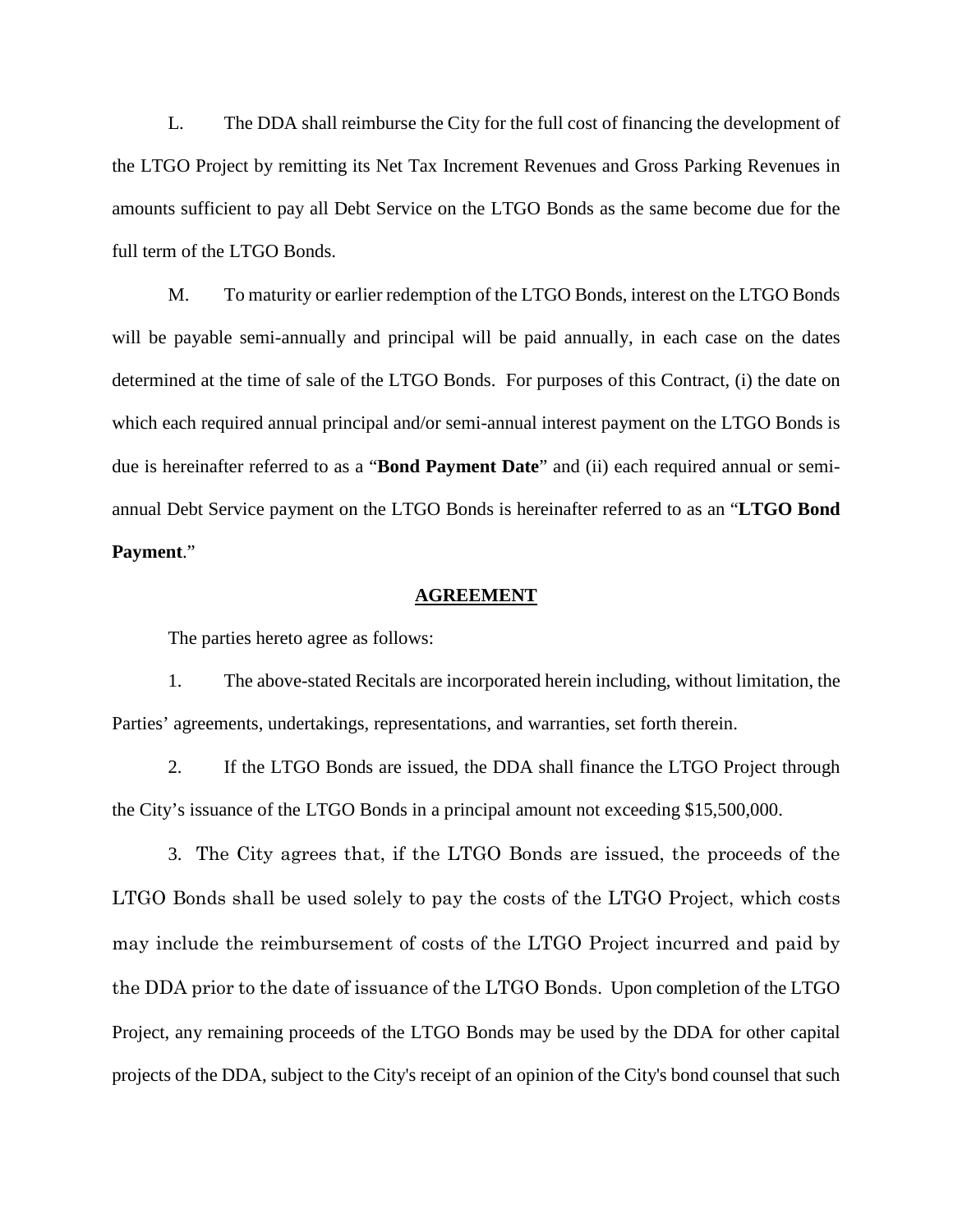L. The DDA shall reimburse the City for the full cost of financing the development of the LTGO Project by remitting its Net Tax Increment Revenues and Gross Parking Revenues in amounts sufficient to pay all Debt Service on the LTGO Bonds as the same become due for the full term of the LTGO Bonds.

M. To maturity or earlier redemption of the LTGO Bonds, interest on the LTGO Bonds will be payable semi-annually and principal will be paid annually, in each case on the dates determined at the time of sale of the LTGO Bonds. For purposes of this Contract, (i) the date on which each required annual principal and/or semi-annual interest payment on the LTGO Bonds is due is hereinafter referred to as a "**Bond Payment Date**" and (ii) each required annual or semi-annual Debt Service payment on the LTGO Bonds is hereinafter referred to as an "**LTGO Bond Payment**."

## AGREEMENT

The parties hereto agree as follows:

1. The above-stated Recitals are incorporated herein including, without limitation, the Parties' agreements, undertakings, representations, and warranties, set forth therein.

2. If the LTGO Bonds are issued, the DDA shall finance the LTGO Project through the City's issuance of the LTGO Bonds in a principal amount not exceeding $15,500,000.

3. The City agrees that, if the LTGO Bonds are issued, the proceeds of the LTGO Bonds shall be used solely to pay the costs of the LTGO Project, which costs may include the reimbursement of costs of the LTGO Project incurred and paid by the DDA prior to the date of issuance of the LTGO Bonds. Upon completion of the LTGO Project, any remaining proceeds of the LTGO Bonds may be used by the DDA for other capital projects of the DDA, subject to the City's receipt of an opinion of the City's bond counsel that such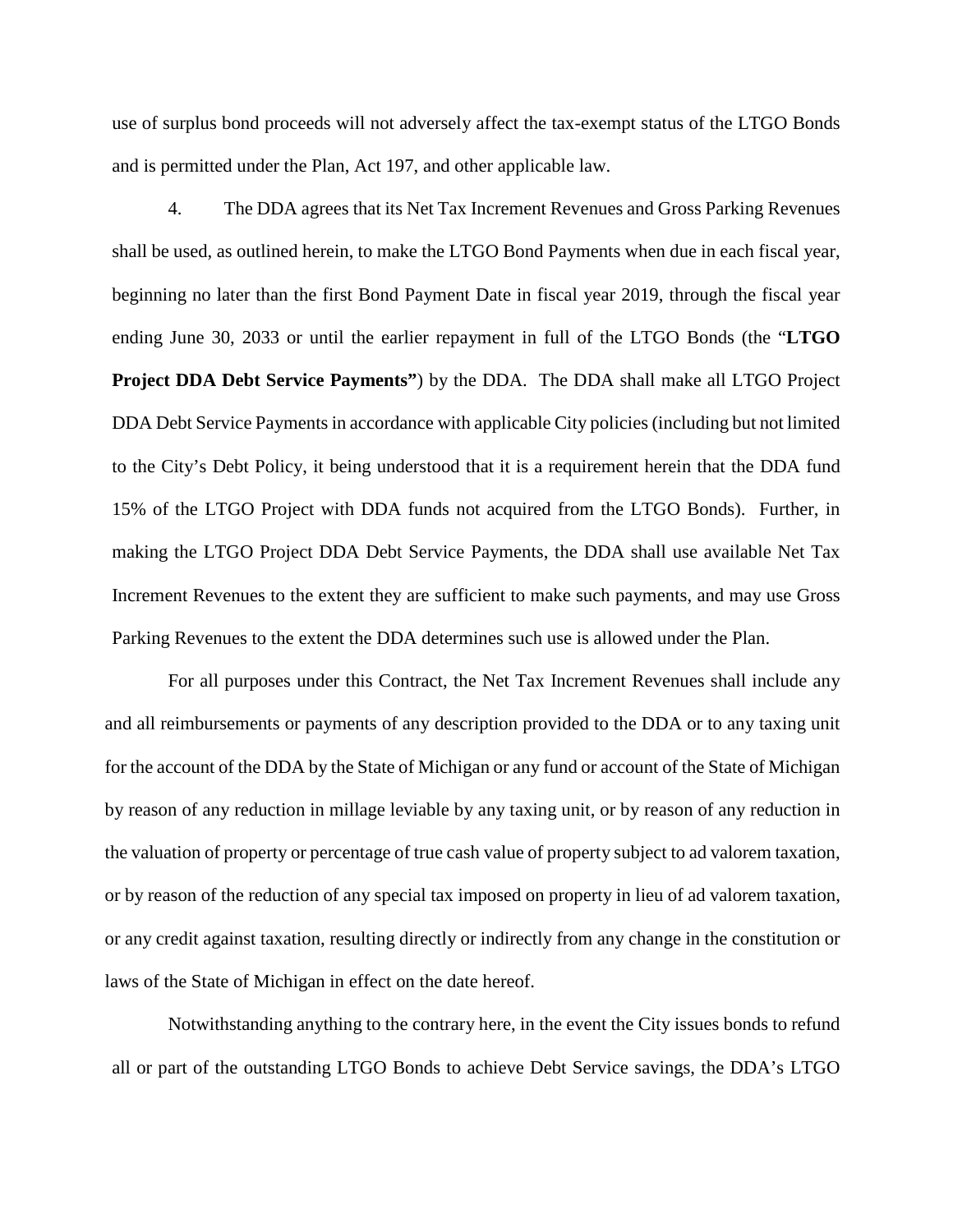use of surplus bond proceeds will not adversely affect the tax-exempt status of the LTGO Bonds and is permitted under the Plan, Act 197, and other applicable law.

4. The DDA agrees that its Net Tax Increment Revenues and Gross Parking Revenues shall be used, as outlined herein, to make the LTGO Bond Payments when due in each fiscal year, beginning no later than the first Bond Payment Date in fiscal year 2019, through the fiscal year ending June 30, 2033 or until the earlier repayment in full of the LTGO Bonds (the "**LTGO Project DDA Debt Service Payments"**) by the DDA. The DDA shall make all LTGO Project DDA Debt Service Payments in accordance with applicable City policies (including but not limited to the City's Debt Policy, it being understood that it is a requirement herein that the DDA fund 15% of the LTGO Project with DDA funds not acquired from the LTGO Bonds). Further, in making the LTGO Project DDA Debt Service Payments, the DDA shall use available Net Tax Increment Revenues to the extent they are sufficient to make such payments, and may use Gross Parking Revenues to the extent the DDA determines such use is allowed under the Plan.

For all purposes under this Contract, the Net Tax Increment Revenues shall include any and all reimbursements or payments of any description provided to the DDA or to any taxing unit for the account of the DDA by the State of Michigan or any fund or account of the State of Michigan by reason of any reduction in millage leviable by any taxing unit, or by reason of any reduction in the valuation of property or percentage of true cash value of property subject to ad valorem taxation, or by reason of the reduction of any special tax imposed on property in lieu of ad valorem taxation, or any credit against taxation, resulting directly or indirectly from any change in the constitution or laws of the State of Michigan in effect on the date hereof.

Notwithstanding anything to the contrary here, in the event the City issues bonds to refund all or part of the outstanding LTGO Bonds to achieve Debt Service savings, the DDA's LTGO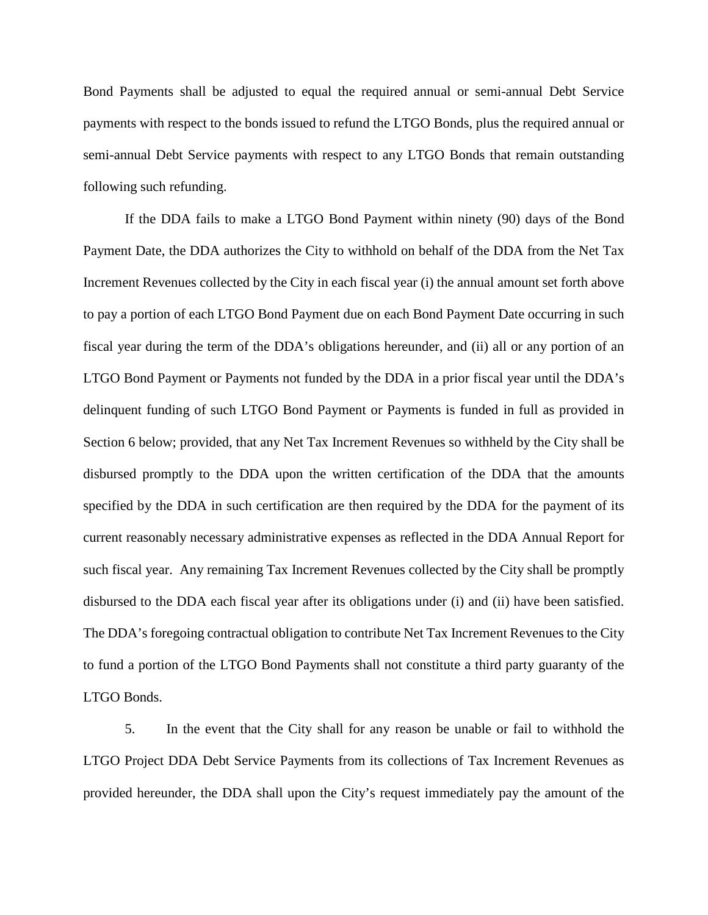Bond Payments shall be adjusted to equal the required annual or semi-annual Debt Service payments with respect to the bonds issued to refund the LTGO Bonds, plus the required annual or semi-annual Debt Service payments with respect to any LTGO Bonds that remain outstanding following such refunding.

If the DDA fails to make a LTGO Bond Payment within ninety (90) days of the Bond Payment Date, the DDA authorizes the City to withhold on behalf of the DDA from the Net Tax Increment Revenues collected by the City in each fiscal year (i) the annual amount set forth above to pay a portion of each LTGO Bond Payment due on each Bond Payment Date occurring in such fiscal year during the term of the DDA's obligations hereunder, and (ii) all or any portion of an LTGO Bond Payment or Payments not funded by the DDA in a prior fiscal year until the DDA's delinquent funding of such LTGO Bond Payment or Payments is funded in full as provided in Section 6 below; provided, that any Net Tax Increment Revenues so withheld by the City shall be disbursed promptly to the DDA upon the written certification of the DDA that the amounts specified by the DDA in such certification are then required by the DDA for the payment of its current reasonably necessary administrative expenses as reflected in the DDA Annual Report for such fiscal year. Any remaining Tax Increment Revenues collected by the City shall be promptly disbursed to the DDA each fiscal year after its obligations under (i) and (ii) have been satisfied. The DDA's foregoing contractual obligation to contribute Net Tax Increment Revenues to the City to fund a portion of the LTGO Bond Payments shall not constitute a third party guaranty of the LTGO Bonds.

5. In the event that the City shall for any reason be unable or fail to withhold the LTGO Project DDA Debt Service Payments from its collections of Tax Increment Revenues as provided hereunder, the DDA shall upon the City's request immediately pay the amount of the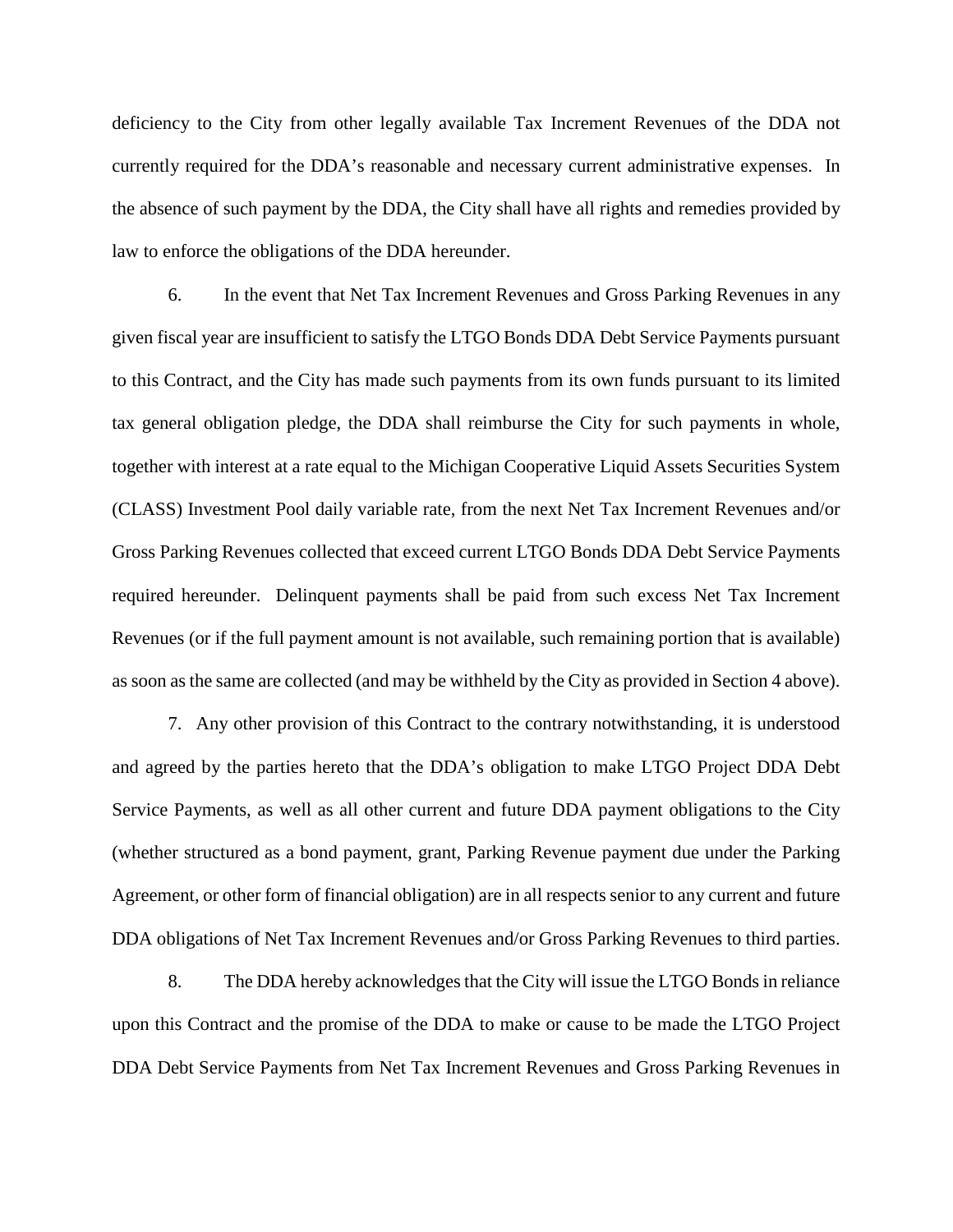deficiency to the City from other legally available Tax Increment Revenues of the DDA not currently required for the DDA's reasonable and necessary current administrative expenses. In the absence of such payment by the DDA, the City shall have all rights and remedies provided by law to enforce the obligations of the DDA hereunder.

6. In the event that Net Tax Increment Revenues and Gross Parking Revenues in any given fiscal year are insufficient to satisfy the LTGO Bonds DDA Debt Service Payments pursuant to this Contract, and the City has made such payments from its own funds pursuant to its limited tax general obligation pledge, the DDA shall reimburse the City for such payments in whole, together with interest at a rate equal to the Michigan Cooperative Liquid Assets Securities System (CLASS) Investment Pool daily variable rate, from the next Net Tax Increment Revenues and/or Gross Parking Revenues collected that exceed current LTGO Bonds DDA Debt Service Payments required hereunder. Delinquent payments shall be paid from such excess Net Tax Increment Revenues (or if the full payment amount is not available, such remaining portion that is available) as soon as the same are collected (and may be withheld by the City as provided in Section 4 above).

7. Any other provision of this Contract to the contrary notwithstanding, it is understood and agreed by the parties hereto that the DDA's obligation to make LTGO Project DDA Debt Service Payments, as well as all other current and future DDA payment obligations to the City (whether structured as a bond payment, grant, Parking Revenue payment due under the Parking Agreement, or other form of financial obligation) are in all respects senior to any current and future DDA obligations of Net Tax Increment Revenues and/or Gross Parking Revenues to third parties.

8. The DDA hereby acknowledges that the City will issue the LTGO Bonds in reliance upon this Contract and the promise of the DDA to make or cause to be made the LTGO Project DDA Debt Service Payments from Net Tax Increment Revenues and Gross Parking Revenues in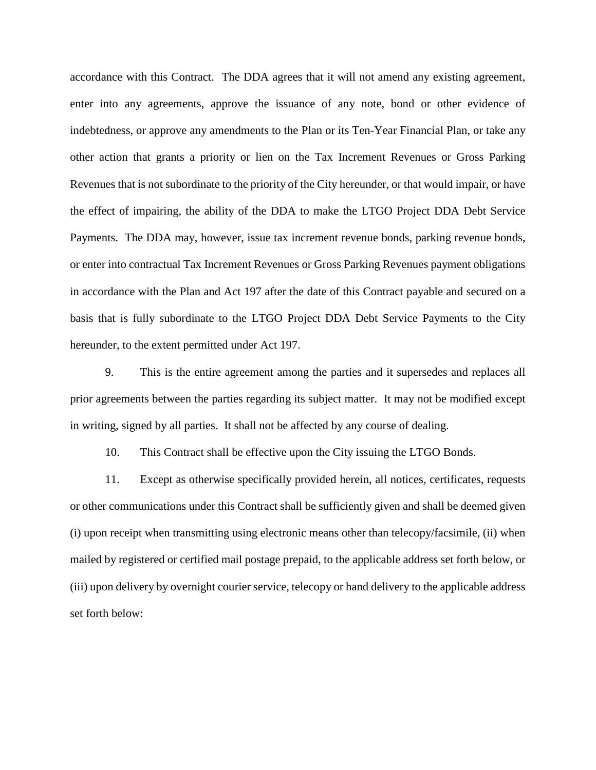accordance with this Contract. The DDA agrees that it will not amend any existing agreement, enter into any agreements, approve the issuance of any note, bond or other evidence of indebtedness, or approve any amendments to the Plan or its Ten-Year Financial Plan, or take any other action that grants a priority or lien on the Tax Increment Revenues or Gross Parking Revenues that is not subordinate to the priority of the City hereunder, or that would impair, or have the effect of impairing, the ability of the DDA to make the LTGO Project DDA Debt Service Payments. The DDA may, however, issue tax increment revenue bonds, parking revenue bonds, or enter into contractual Tax Increment Revenues or Gross Parking Revenues payment obligations in accordance with the Plan and Act 197 after the date of this Contract payable and secured on a basis that is fully subordinate to the LTGO Project DDA Debt Service Payments to the City hereunder, to the extent permitted under Act 197.

9. This is the entire agreement among the parties and it supersedes and replaces all prior agreements between the parties regarding its subject matter. It may not be modified except in writing, signed by all parties. It shall not be affected by any course of dealing.

10. This Contract shall be effective upon the City issuing the LTGO Bonds.

11. Except as otherwise specifically provided herein, all notices, certificates, requests or other communications under this Contract shall be sufficiently given and shall be deemed given (i) upon receipt when transmitting using electronic means other than telecopy/facsimile, (ii) when mailed by registered or certified mail postage prepaid, to the applicable address set forth below, or (iii) upon delivery by overnight courier service, telecopy or hand delivery to the applicable address set forth below: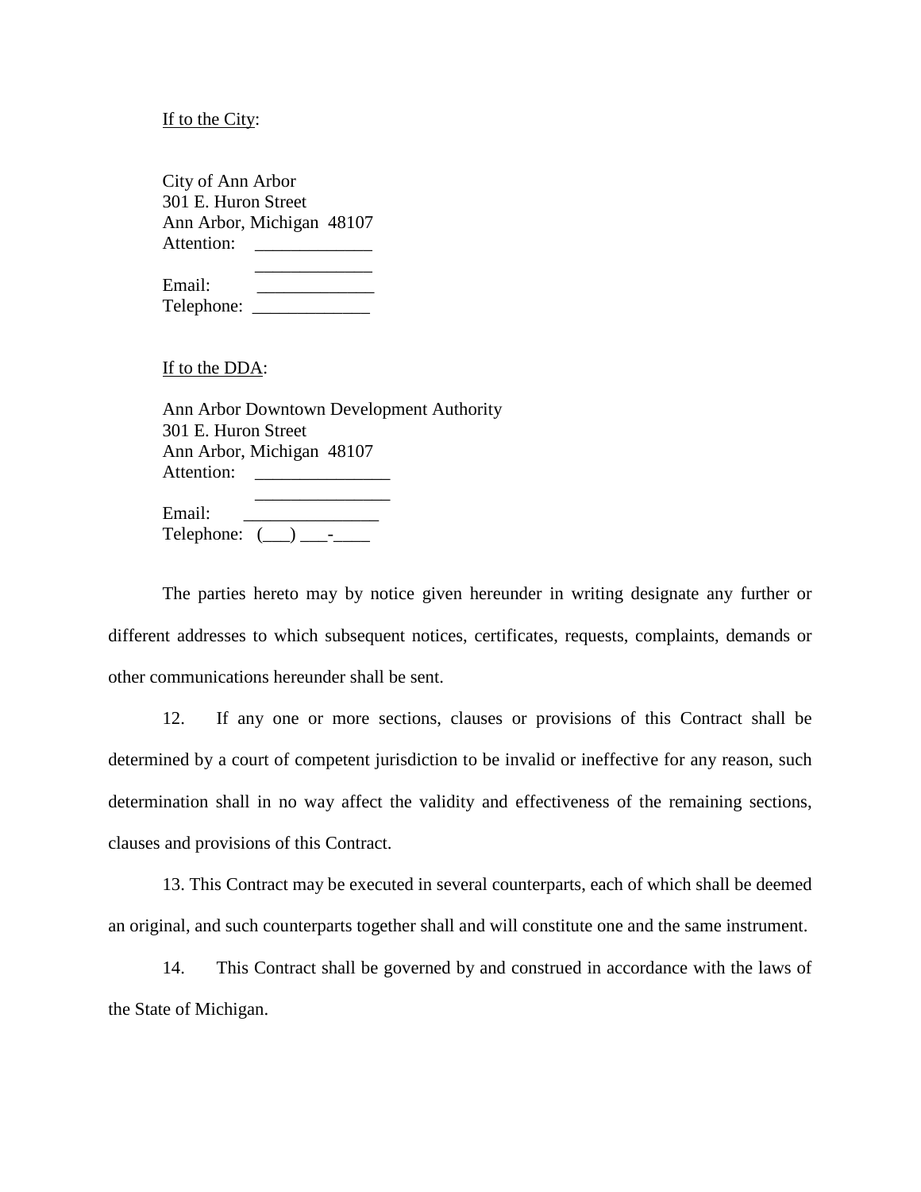<u>If to the City</u>:

City of Ann Arbor
301 E. Huron Street
Ann Arbor, Michigan 48107
Attention: _____________
_____________
Email: _____________
Telephone: _____________

<u>If to the DDA</u>:

Ann Arbor Downtown Development Authority
301 E. Huron Street
Ann Arbor, Michigan 48107
Attention: _______________
_______________
Email: _______________
Telephone: (___) ___-____

The parties hereto may by notice given hereunder in writing designate any further or different addresses to which subsequent notices, certificates, requests, complaints, demands or other communications hereunder shall be sent.

12. If any one or more sections, clauses or provisions of this Contract shall be determined by a court of competent jurisdiction to be invalid or ineffective for any reason, such determination shall in no way affect the validity and effectiveness of the remaining sections, clauses and provisions of this Contract.

13. This Contract may be executed in several counterparts, each of which shall be deemed an original, and such counterparts together shall and will constitute one and the same instrument.

14. This Contract shall be governed by and construed in accordance with the laws of the State of Michigan.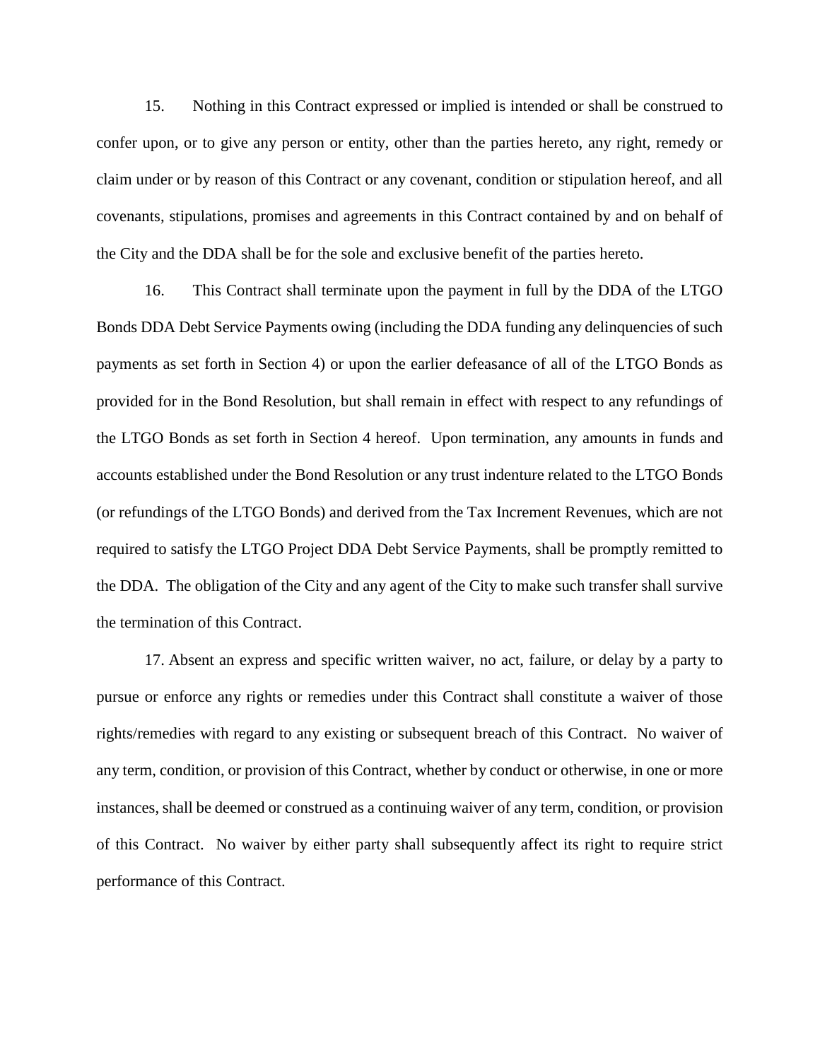15. Nothing in this Contract expressed or implied is intended or shall be construed to confer upon, or to give any person or entity, other than the parties hereto, any right, remedy or claim under or by reason of this Contract or any covenant, condition or stipulation hereof, and all covenants, stipulations, promises and agreements in this Contract contained by and on behalf of the City and the DDA shall be for the sole and exclusive benefit of the parties hereto.

16. This Contract shall terminate upon the payment in full by the DDA of the LTGO Bonds DDA Debt Service Payments owing (including the DDA funding any delinquencies of such payments as set forth in Section 4) or upon the earlier defeasance of all of the LTGO Bonds as provided for in the Bond Resolution, but shall remain in effect with respect to any refundings of the LTGO Bonds as set forth in Section 4 hereof. Upon termination, any amounts in funds and accounts established under the Bond Resolution or any trust indenture related to the LTGO Bonds (or refundings of the LTGO Bonds) and derived from the Tax Increment Revenues, which are not required to satisfy the LTGO Project DDA Debt Service Payments, shall be promptly remitted to the DDA. The obligation of the City and any agent of the City to make such transfer shall survive the termination of this Contract.

17. Absent an express and specific written waiver, no act, failure, or delay by a party to pursue or enforce any rights or remedies under this Contract shall constitute a waiver of those rights/remedies with regard to any existing or subsequent breach of this Contract. No waiver of any term, condition, or provision of this Contract, whether by conduct or otherwise, in one or more instances, shall be deemed or construed as a continuing waiver of any term, condition, or provision of this Contract. No waiver by either party shall subsequently affect its right to require strict performance of this Contract.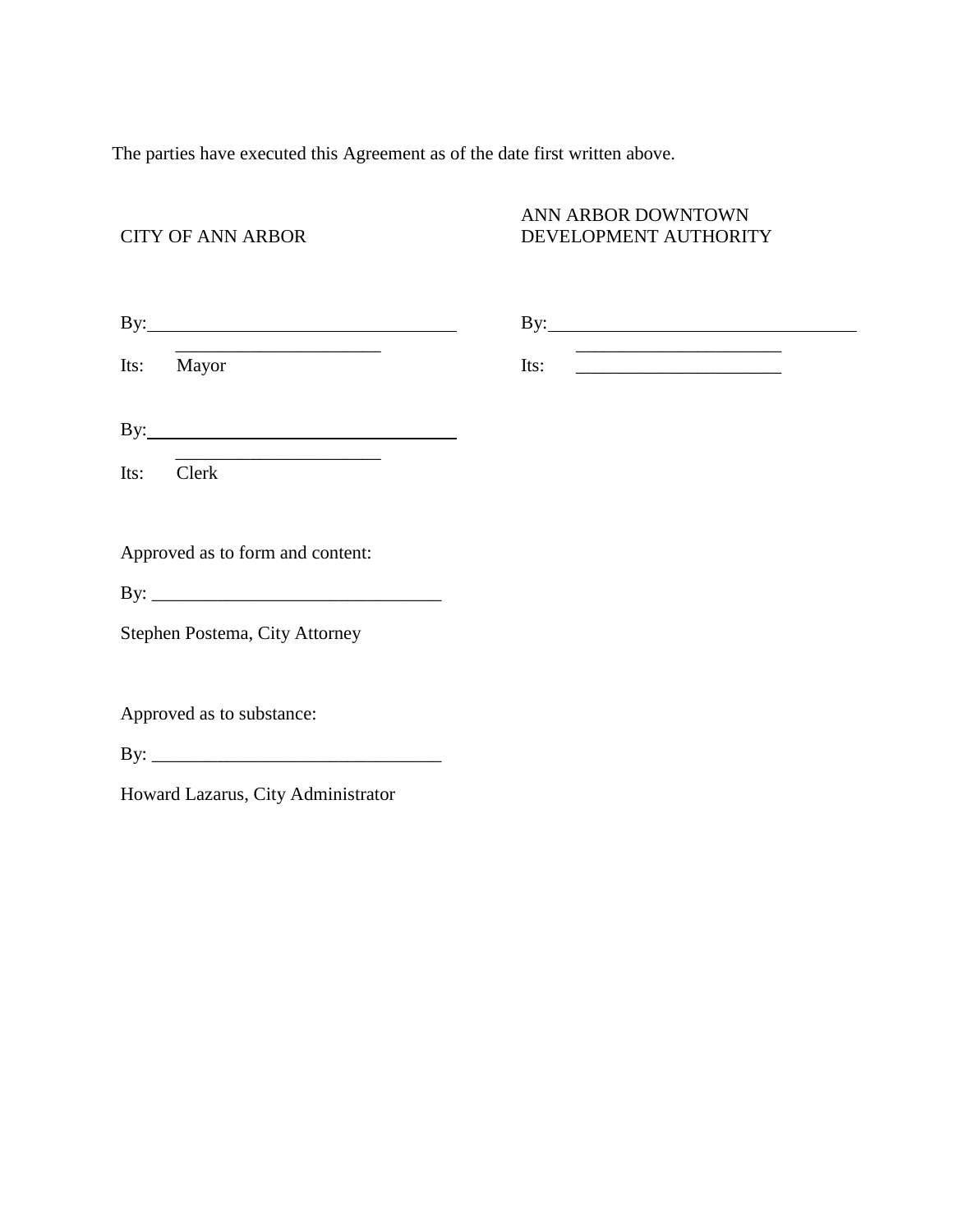The parties have executed this Agreement as of the date first written above.

| CITY OF ANN ARBOR | ANN ARBOR DOWNTOWN DEVELOPMENT AUTHORITY |
|---|---|
| By:_________________________________ | By:_________________________________ |
| Its: Mayor | Its: ______________________ |

By:_________________________________

Its: Clerk

Approved as to form and content:

By: _______________________________

Stephen Postema, City Attorney

Approved as to substance:

By: _______________________________

Howard Lazarus, City Administrator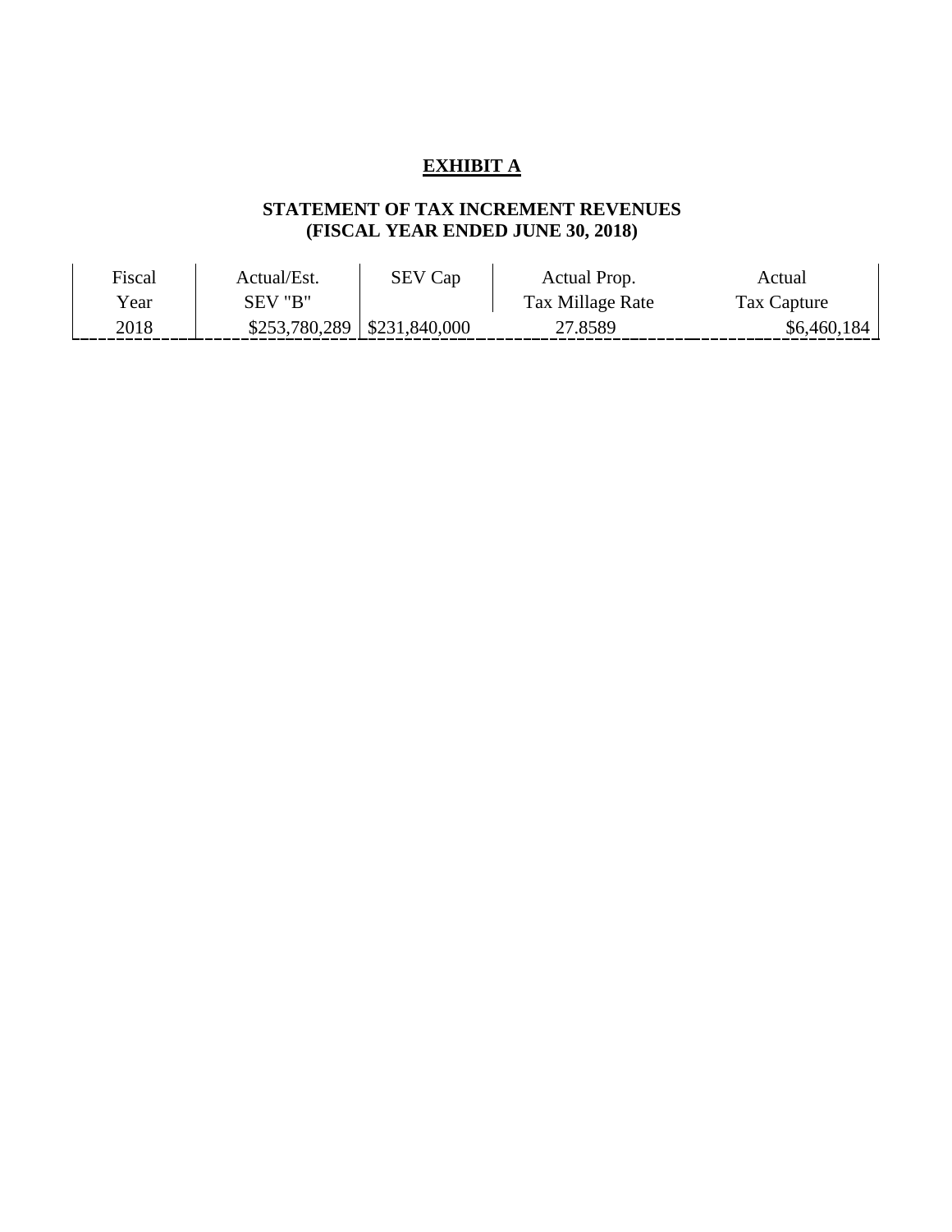**EXHIBIT A**

**STATEMENT OF TAX INCREMENT REVENUES**
**(FISCAL YEAR ENDED JUNE 30, 2018)**

| Fiscal Year | Actual/Est. SEV "B" | SEV Cap | Actual Prop. Tax Millage Rate | Actual Tax Capture |
|---|---|---|---|---|
| 2018 | $253,780,289 | $231,840,000 | 27.8589 | $6,460,184 |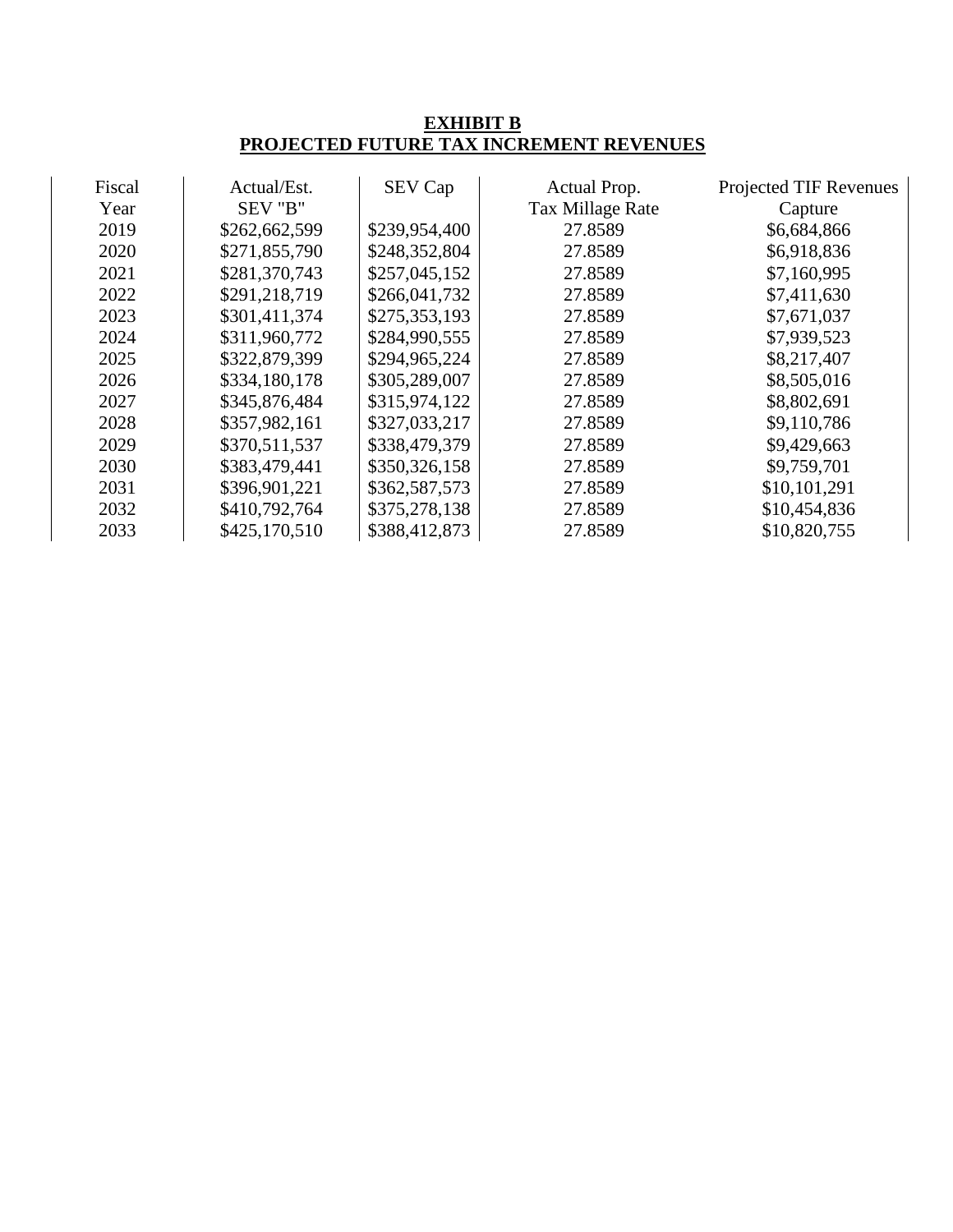**EXHIBIT B**
**PROJECTED FUTURE TAX INCREMENT REVENUES**

| Fiscal Year | Actual/Est. SEV "B" | SEV Cap | Actual Prop. Tax Millage Rate | Projected TIF Revenues Capture |
|---|---|---|---|---|
| 2019 | $262,662,599 | $239,954,400 | 27.8589 | $6,684,866 |
| 2020 | $271,855,790 | $248,352,804 | 27.8589 | $6,918,836 |
| 2021 | $281,370,743 | $257,045,152 | 27.8589 | $7,160,995 |
| 2022 | $291,218,719 | $266,041,732 | 27.8589 | $7,411,630 |
| 2023 | $301,411,374 | $275,353,193 | 27.8589 | $7,671,037 |
| 2024 | $311,960,772 | $284,990,555 | 27.8589 | $7,939,523 |
| 2025 | $322,879,399 | $294,965,224 | 27.8589 | $8,217,407 |
| 2026 | $334,180,178 | $305,289,007 | 27.8589 | $8,505,016 |
| 2027 | $345,876,484 | $315,974,122 | 27.8589 | $8,802,691 |
| 2028 | $357,982,161 | $327,033,217 | 27.8589 | $9,110,786 |
| 2029 | $370,511,537 | $338,479,379 | 27.8589 | $9,429,663 |
| 2030 | $383,479,441 | $350,326,158 | 27.8589 | $9,759,701 |
| 2031 | $396,901,221 | $362,587,573 | 27.8589 | $10,101,291 |
| 2032 | $410,792,764 | $375,278,138 | 27.8589 | $10,454,836 |
| 2033 | $425,170,510 | $388,412,873 | 27.8589 | $10,820,755 |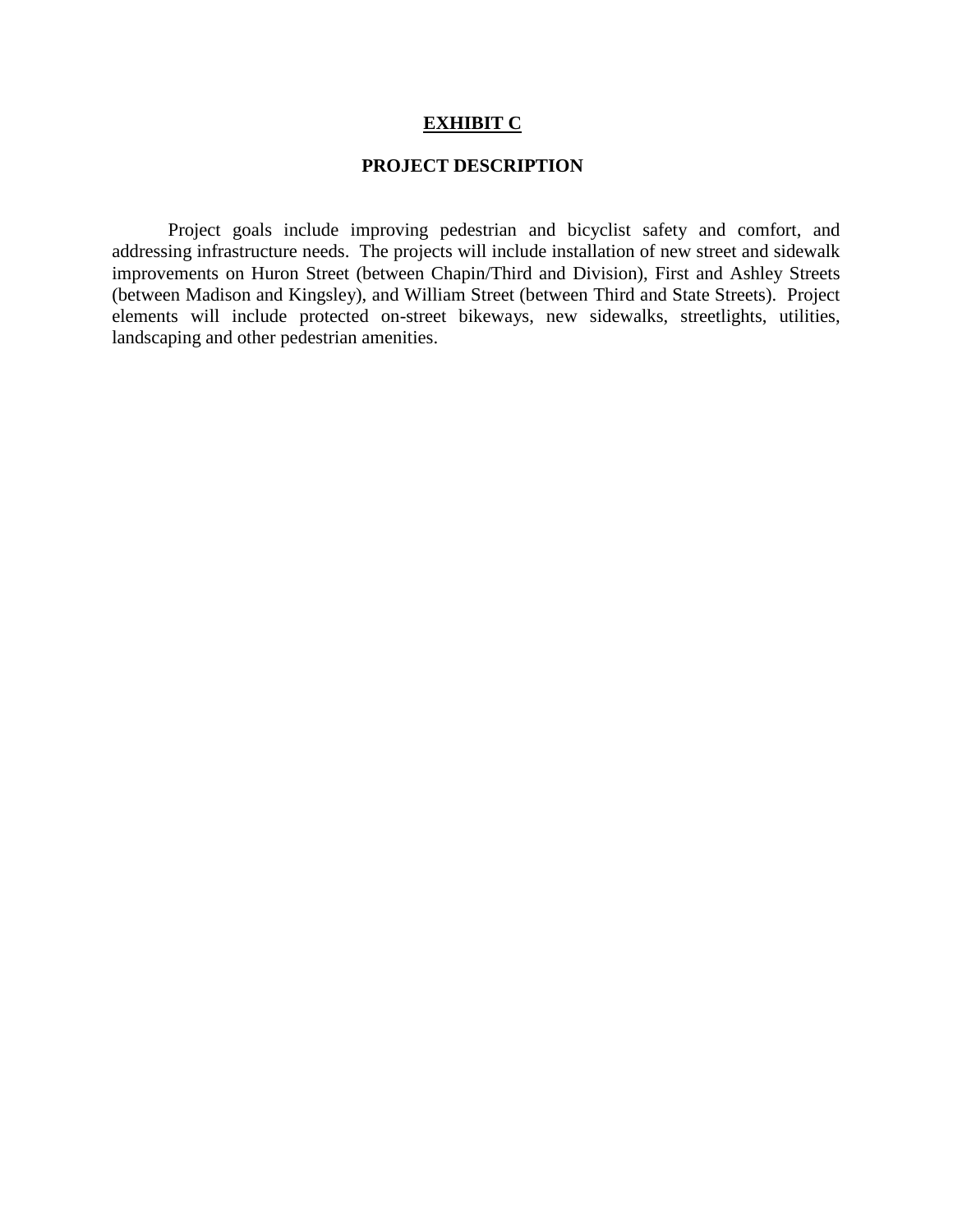# EXHIBIT C

## PROJECT DESCRIPTION

Project goals include improving pedestrian and bicyclist safety and comfort, and addressing infrastructure needs. The projects will include installation of new street and sidewalk improvements on Huron Street (between Chapin/Third and Division), First and Ashley Streets (between Madison and Kingsley), and William Street (between Third and State Streets). Project elements will include protected on-street bikeways, new sidewalks, streetlights, utilities, landscaping and other pedestrian amenities.